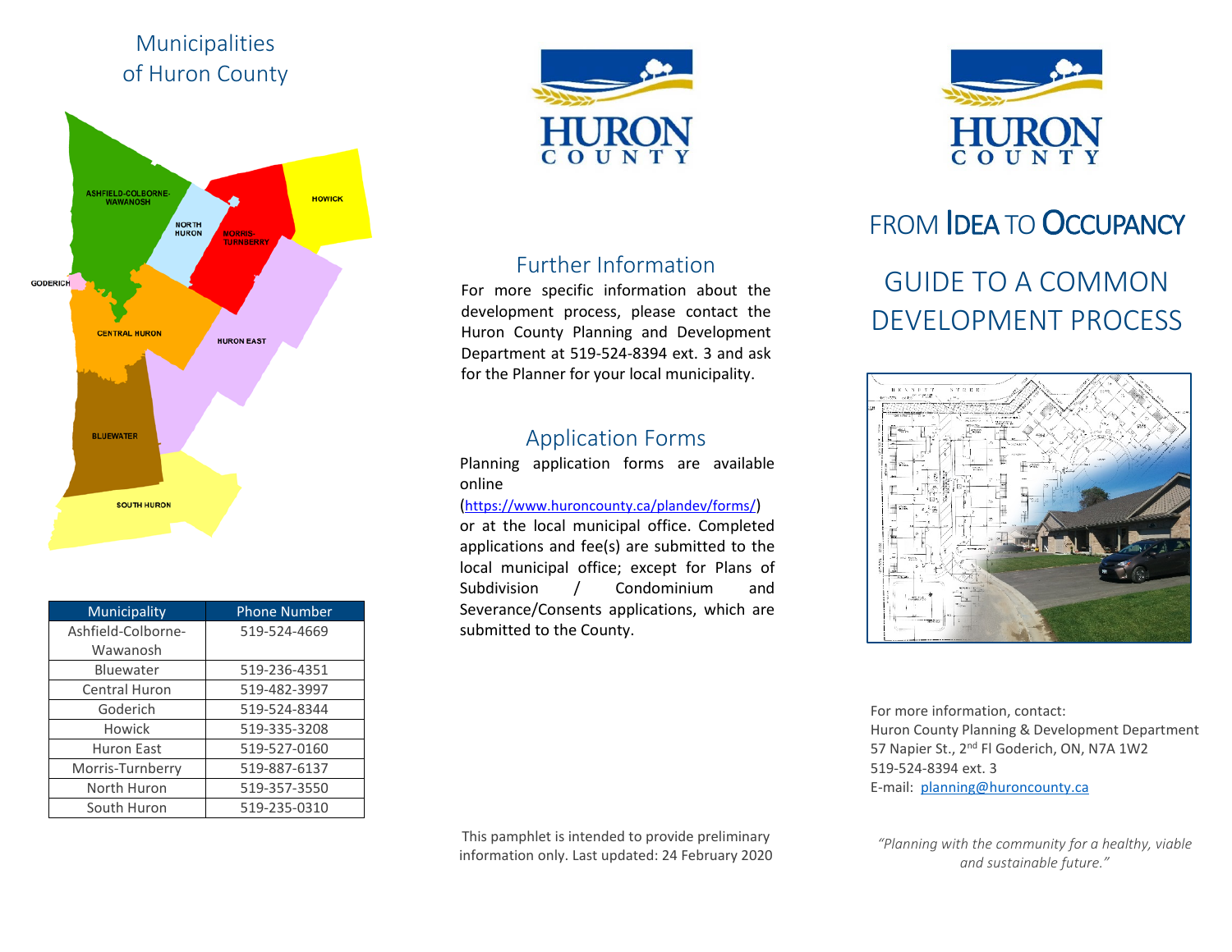## Municipalities of Huron County

| Municipality | Phone Number |
|---|---|
| Ashfield-Colborne-Wawanosh | 519-524-4669 |
| Bluewater | 519-236-4351 |
| Central Huron | 519-482-3997 |
| Goderich | 519-524-8344 |
| Howick | 519-335-3208 |
| Huron East | 519-527-0160 |
| Morris-Turnberry | 519-887-6137 |
| North Huron | 519-357-3550 |
| South Huron | 519-235-0310 |

## Further Information

For more specific information about the development process, please contact the Huron County Planning and Development Department at 519-524-8394 ext. 3 and ask for the Planner for your local municipality.

## Application Forms

Planning application forms are available online (https://www.huroncounty.ca/plandev/forms/) or at the local municipal office. Completed applications and fee(s) are submitted to the local municipal office; except for Plans of Subdivision / Condominium and Severance/Consents applications, which are submitted to the County.

This pamphlet is intended to provide preliminary information only. Last updated: 24 February 2020

# FROM IDEA TO OCCUPANCY

# GUIDE TO A COMMON DEVELOPMENT PROCESS

For more information, contact:
Huron County Planning & Development Department
57 Napier St., 2nd Fl Goderich, ON, N7A 1W2
519-524-8394 ext. 3
E-mail: planning@huroncounty.ca

*"Planning with the community for a healthy, viable and sustainable future."*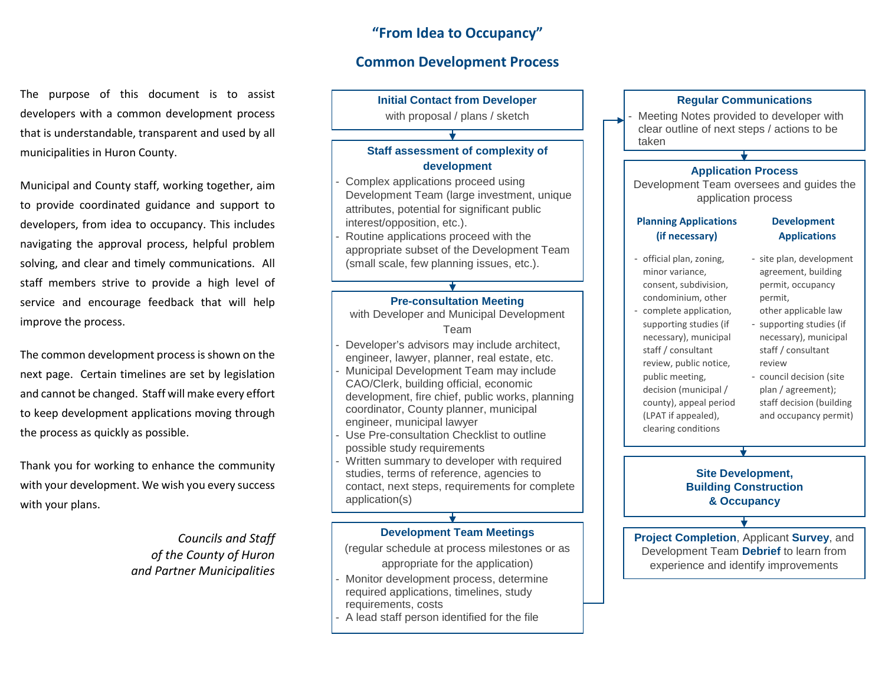# "From Idea to Occupancy"

## Common Development Process

The purpose of this document is to assist developers with a common development process that is understandable, transparent and used by all municipalities in Huron County.

Municipal and County staff, working together, aim to provide coordinated guidance and support to developers, from idea to occupancy. This includes navigating the approval process, helpful problem solving, and clear and timely communications. All staff members strive to provide a high level of service and encourage feedback that will help improve the process.

The common development process is shown on the next page. Certain timelines are set by legislation and cannot be changed. Staff will make every effort to keep development applications moving through the process as quickly as possible.

Thank you for working to enhance the community with your development. We wish you every success with your plans.

*Councils and Staff*
*of the County of Huron*
*and Partner Municipalities*

### Initial Contact from Developer

with proposal / plans / sketch

### Staff assessment of complexity of development

- Complex applications proceed using Development Team (large investment, unique attributes, potential for significant public interest/opposition, etc.).
- Routine applications proceed with the appropriate subset of the Development Team (small scale, few planning issues, etc.).

### Pre-consultation Meeting

with Developer and Municipal Development Team

- Developer's advisors may include architect, engineer, lawyer, planner, real estate, etc.
- Municipal Development Team may include CAO/Clerk, building official, economic development, fire chief, public works, planning coordinator, County planner, municipal engineer, municipal lawyer
- Use Pre-consultation Checklist to outline possible study requirements
- Written summary to developer with required studies, terms of reference, agencies to contact, next steps, requirements for complete application(s)

### Development Team Meetings

(regular schedule at process milestones or as appropriate for the application)

- Monitor development process, determine required applications, timelines, study requirements, costs
- A lead staff person identified for the file

### Regular Communications

- Meeting Notes provided to developer with clear outline of next steps / actions to be taken

### Application Process

Development Team oversees and guides the application process

**Planning Applications (if necessary)**

- official plan, zoning, minor variance, consent, subdivision, condominium, other
- complete application, supporting studies (if necessary), municipal staff / consultant review, public notice, public meeting, decision (municipal / county), appeal period (LPAT if appealed), clearing conditions

**Development Applications**

- site plan, development agreement, building permit, occupancy permit, other applicable law
- supporting studies (if necessary), municipal staff / consultant review
- council decision (site plan / agreement); staff decision (building and occupancy permit)

### Site Development, Building Construction & Occupancy

**Project Completion**, Applicant **Survey**, and Development Team **Debrief** to learn from experience and identify improvements